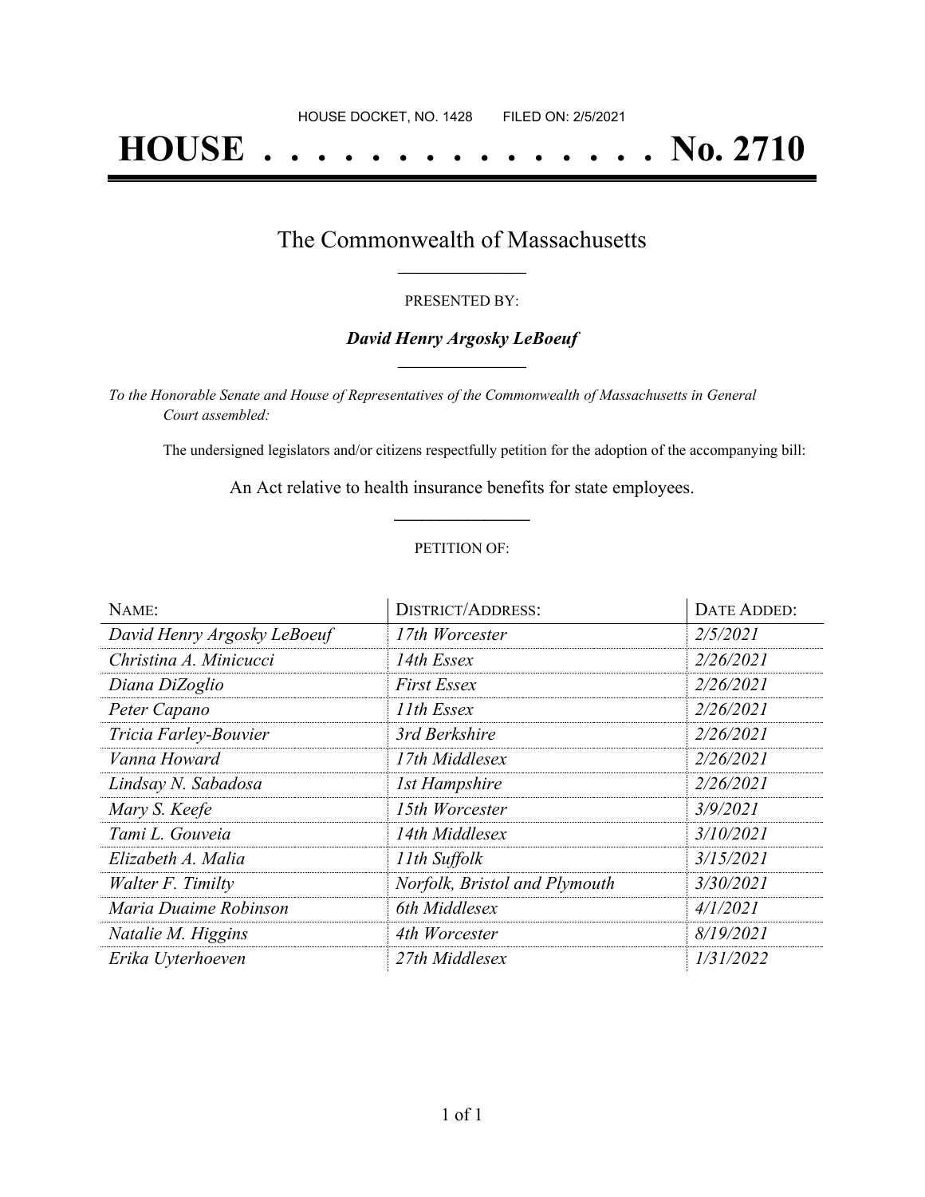HOUSE DOCKET, NO. 1428 FILED ON: 2/5/2021

# HOUSE . . . . . . . . . . . . . . . No. 2710

## The Commonwealth of Massachusetts

PRESENTED BY:

***David Henry Argosky LeBoeuf***

*To the Honorable Senate and House of Representatives of the Commonwealth of Massachusetts in General Court assembled:*

The undersigned legislators and/or citizens respectfully petition for the adoption of the accompanying bill:

An Act relative to health insurance benefits for state employees.

PETITION OF:

| NAME: | DISTRICT/ADDRESS: | DATE ADDED: |
|---|---|---|
| *David Henry Argosky LeBoeuf* | *17th Worcester* | *2/5/2021* |
| *Christina A. Minicucci* | *14th Essex* | *2/26/2021* |
| *Diana DiZoglio* | *First Essex* | *2/26/2021* |
| *Peter Capano* | *11th Essex* | *2/26/2021* |
| *Tricia Farley-Bouvier* | *3rd Berkshire* | *2/26/2021* |
| *Vanna Howard* | *17th Middlesex* | *2/26/2021* |
| *Lindsay N. Sabadosa* | *1st Hampshire* | *2/26/2021* |
| *Mary S. Keefe* | *15th Worcester* | *3/9/2021* |
| *Tami L. Gouveia* | *14th Middlesex* | *3/10/2021* |
| *Elizabeth A. Malia* | *11th Suffolk* | *3/15/2021* |
| *Walter F. Timilty* | *Norfolk, Bristol and Plymouth* | *3/30/2021* |
| *Maria Duaime Robinson* | *6th Middlesex* | *4/1/2021* |
| *Natalie M. Higgins* | *4th Worcester* | *8/19/2021* |
| *Erika Uyterhoeven* | *27th Middlesex* | *1/31/2022* |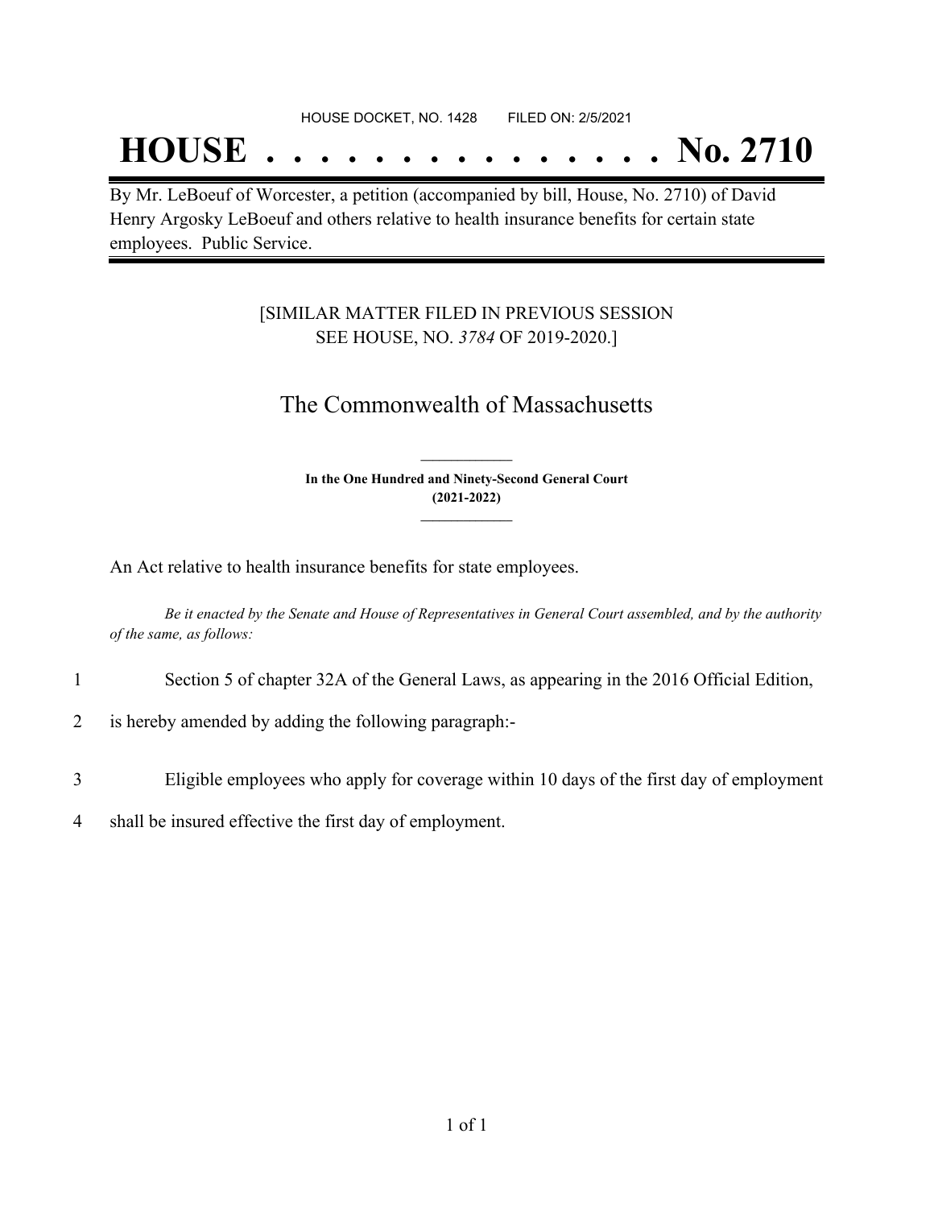HOUSE DOCKET, NO. 1428 FILED ON: 2/5/2021

# HOUSE . . . . . . . . . . . . . . . No. 2710

By Mr. LeBoeuf of Worcester, a petition (accompanied by bill, House, No. 2710) of David Henry Argosky LeBoeuf and others relative to health insurance benefits for certain state employees. Public Service.

[SIMILAR MATTER FILED IN PREVIOUS SESSION SEE HOUSE, NO. *3784* OF 2019-2020.]

## The Commonwealth of Massachusetts

**In the One Hundred and Ninety-Second General Court (2021-2022)**

An Act relative to health insurance benefits for state employees.

*Be it enacted by the Senate and House of Representatives in General Court assembled, and by the authority of the same, as follows:*

1 Section 5 of chapter 32A of the General Laws, as appearing in the 2016 Official Edition,

2 is hereby amended by adding the following paragraph:-

3 Eligible employees who apply for coverage within 10 days of the first day of employment

4 shall be insured effective the first day of employment.